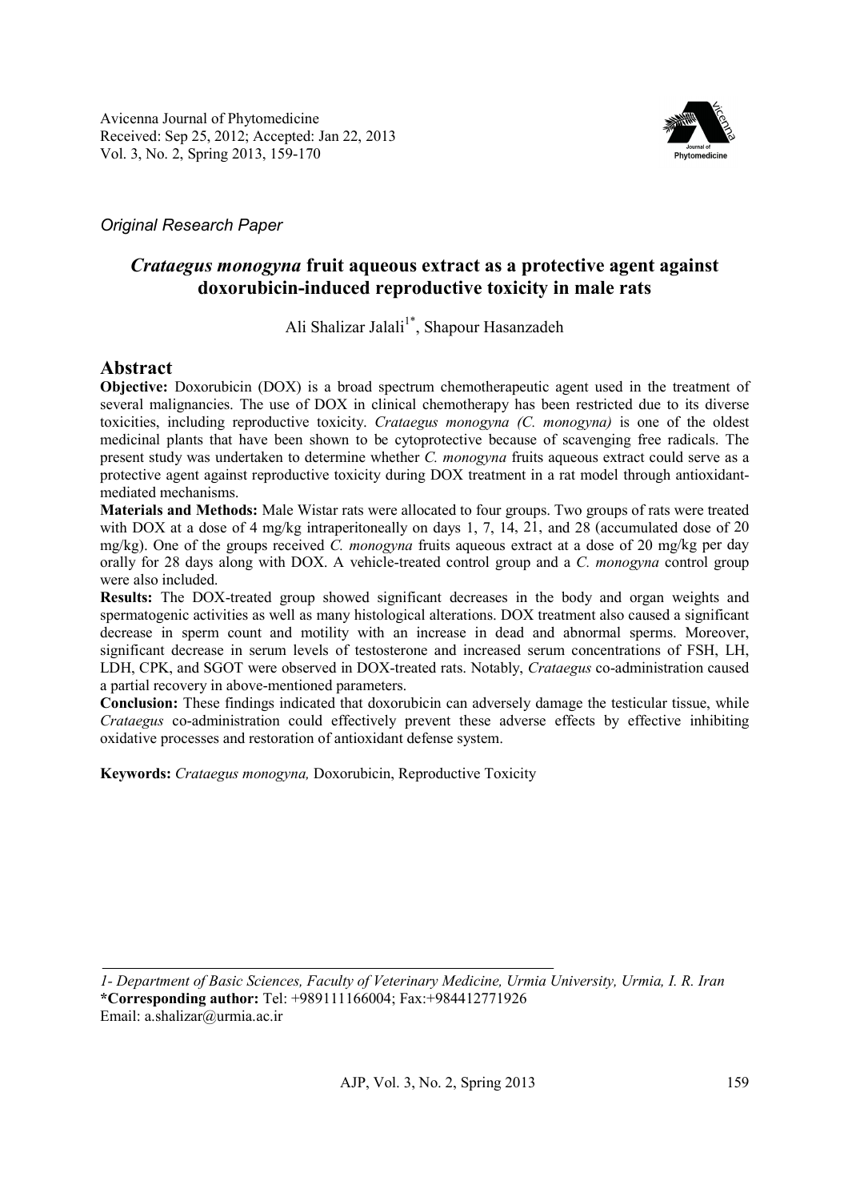Avicenna Journal of Phytomedicine
Received: Sep 25, 2012; Accepted: Jan 22, 2013
Vol. 3, No. 2, Spring 2013, 159-170

*Original Research Paper*

# *Crataegus monogyna* fruit aqueous extract as a protective agent against doxorubicin-induced reproductive toxicity in male rats

Ali Shalizar Jalali[1*], Shapour Hasanzadeh

## Abstract

**Objective:** Doxorubicin (DOX) is a broad spectrum chemotherapeutic agent used in the treatment of several malignancies. The use of DOX in clinical chemotherapy has been restricted due to its diverse toxicities, including reproductive toxicity. *Crataegus monogyna (C. monogyna)* is one of the oldest medicinal plants that have been shown to be cytoprotective because of scavenging free radicals. The present study was undertaken to determine whether *C. monogyna* fruits aqueous extract could serve as a protective agent against reproductive toxicity during DOX treatment in a rat model through antioxidant-mediated mechanisms.

**Materials and Methods:** Male Wistar rats were allocated to four groups. Two groups of rats were treated with DOX at a dose of 4 mg/kg intraperitoneally on days 1, 7, 14, 21, and 28 (accumulated dose of 20 mg/kg). One of the groups received *C. monogyna* fruits aqueous extract at a dose of 20 mg/kg per day orally for 28 days along with DOX. A vehicle-treated control group and a *C. monogyna* control group were also included.

**Results:** The DOX-treated group showed significant decreases in the body and organ weights and spermatogenic activities as well as many histological alterations. DOX treatment also caused a significant decrease in sperm count and motility with an increase in dead and abnormal sperms. Moreover, significant decrease in serum levels of testosterone and increased serum concentrations of FSH, LH, LDH, CPK, and SGOT were observed in DOX-treated rats. Notably, *Crataegus* co-administration caused a partial recovery in above-mentioned parameters.

**Conclusion:** These findings indicated that doxorubicin can adversely damage the testicular tissue, while *Crataegus* co-administration could effectively prevent these adverse effects by effective inhibiting oxidative processes and restoration of antioxidant defense system.

**Keywords:** *Crataegus monogyna,* Doxorubicin, Reproductive Toxicity

---

*1- Department of Basic Sciences, Faculty of Veterinary Medicine, Urmia University, Urmia, I. R. Iran*
**\*Corresponding author:** Tel: +989111166004; Fax:+984412771926
Email: a.shalizar@urmia.ac.ir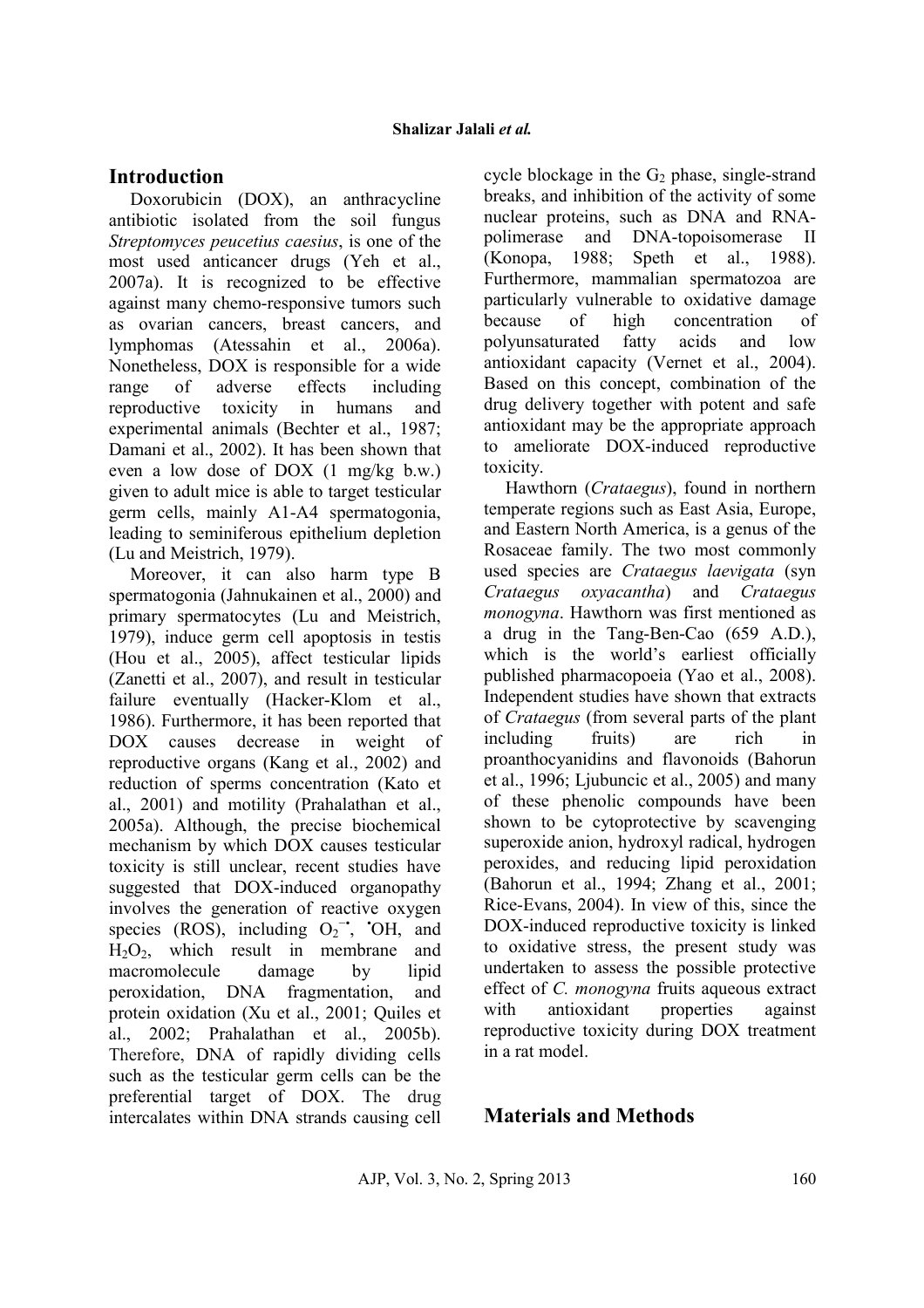## Introduction

Doxorubicin (DOX), an anthracycline antibiotic isolated from the soil fungus *Streptomyces peucetius caesius*, is one of the most used anticancer drugs (Yeh et al., 2007a). It is recognized to be effective against many chemo-responsive tumors such as ovarian cancers, breast cancers, and lymphomas (Atessahin et al., 2006a). Nonetheless, DOX is responsible for a wide range of adverse effects including reproductive toxicity in humans and experimental animals (Bechter et al., 1987; Damani et al., 2002). It has been shown that even a low dose of DOX (1 mg/kg b.w.) given to adult mice is able to target testicular germ cells, mainly A1-A4 spermatogonia, leading to seminiferous epithelium depletion (Lu and Meistrich, 1979).

Moreover, it can also harm type B spermatogonia (Jahnukainen et al., 2000) and primary spermatocytes (Lu and Meistrich, 1979), induce germ cell apoptosis in testis (Hou et al., 2005), affect testicular lipids (Zanetti et al., 2007), and result in testicular failure eventually (Hacker-Klom et al., 1986). Furthermore, it has been reported that DOX causes decrease in weight of reproductive organs (Kang et al., 2002) and reduction of sperms concentration (Kato et al., 2001) and motility (Prahalathan et al., 2005a). Although, the precise biochemical mechanism by which DOX causes testicular toxicity is still unclear, recent studies have suggested that DOX-induced organopathy involves the generation of reactive oxygen species (ROS), including $O_2^{-\bullet}$, $^{\bullet}OH$, and $H_2O_2$, which result in membrane and macromolecule damage by lipid peroxidation, DNA fragmentation, and protein oxidation (Xu et al., 2001; Quiles et al., 2002; Prahalathan et al., 2005b). Therefore, DNA of rapidly dividing cells such as the testicular germ cells can be the preferential target of DOX. The drug intercalates within DNA strands causing cell cycle blockage in the $G_2$ phase, single-strand breaks, and inhibition of the activity of some nuclear proteins, such as DNA and RNA-polimerase and DNA-topoisomerase II (Konopa, 1988; Speth et al., 1988). Furthermore, mammalian spermatozoa are particularly vulnerable to oxidative damage because of high concentration of polyunsaturated fatty acids and low antioxidant capacity (Vernet et al., 2004). Based on this concept, combination of the drug delivery together with potent and safe antioxidant may be the appropriate approach to ameliorate DOX-induced reproductive toxicity.

Hawthorn (*Crataegus*), found in northern temperate regions such as East Asia, Europe, and Eastern North America, is a genus of the Rosaceae family. The two most commonly used species are *Crataegus laevigata* (syn *Crataegus oxyacantha*) and *Crataegus monogyna*. Hawthorn was first mentioned as a drug in the Tang-Ben-Cao (659 A.D.), which is the world's earliest officially published pharmacopoeia (Yao et al., 2008). Independent studies have shown that extracts of *Crataegus* (from several parts of the plant including fruits) are rich in proanthocyanidins and flavonoids (Bahorun et al., 1996; Ljubuncic et al., 2005) and many of these phenolic compounds have been shown to be cytoprotective by scavenging superoxide anion, hydroxyl radical, hydrogen peroxides, and reducing lipid peroxidation (Bahorun et al., 1994; Zhang et al., 2001; Rice-Evans, 2004). In view of this, since the DOX-induced reproductive toxicity is linked to oxidative stress, the present study was undertaken to assess the possible protective effect of *C. monogyna* fruits aqueous extract with antioxidant properties against reproductive toxicity during DOX treatment in a rat model.

## Materials and Methods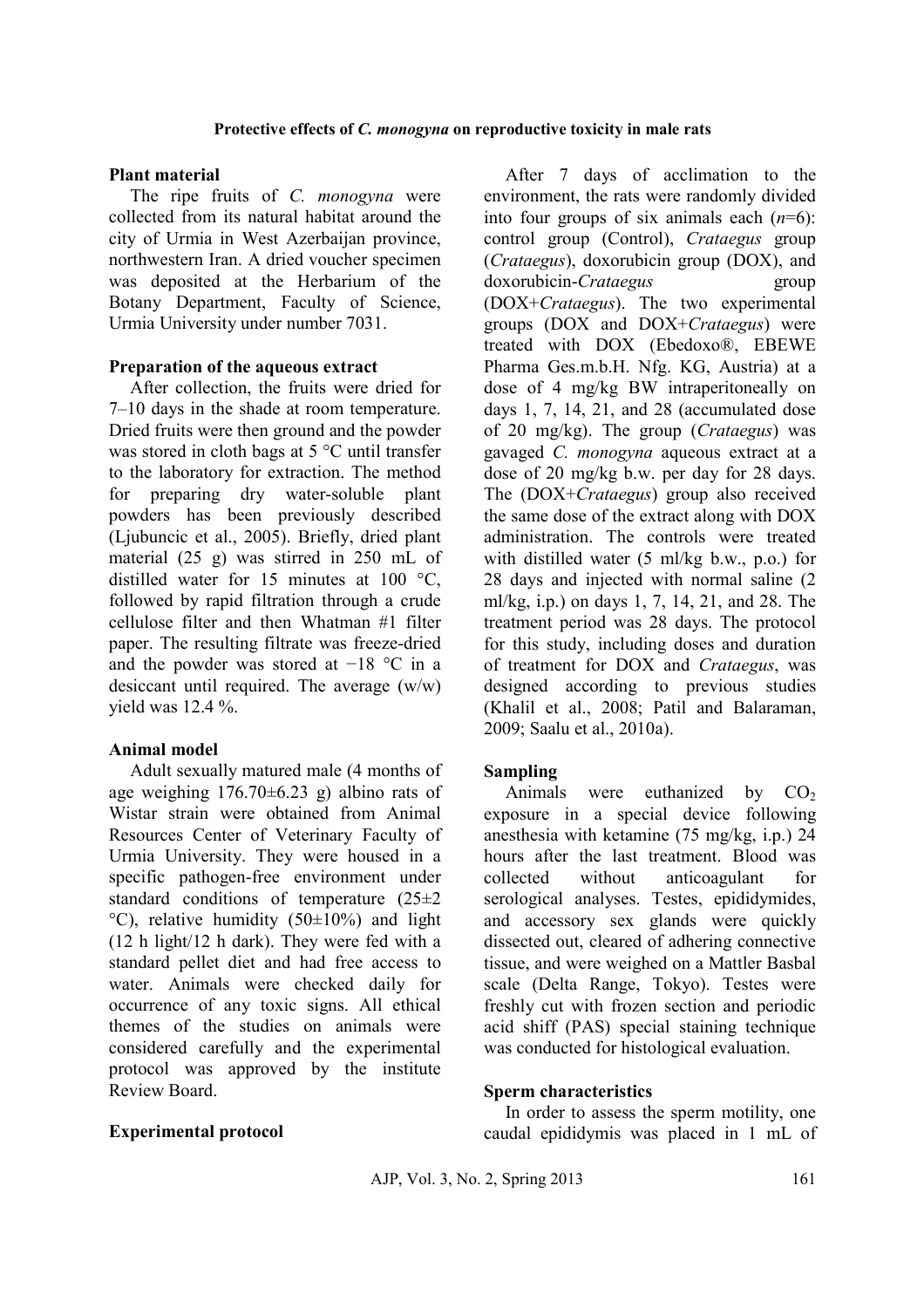### Plant material

The ripe fruits of *C. monogyna* were collected from its natural habitat around the city of Urmia in West Azerbaijan province, northwestern Iran. A dried voucher specimen was deposited at the Herbarium of the Botany Department, Faculty of Science, Urmia University under number 7031.

### Preparation of the aqueous extract

After collection, the fruits were dried for 7–10 days in the shade at room temperature. Dried fruits were then ground and the powder was stored in cloth bags at 5 °C until transfer to the laboratory for extraction. The method for preparing dry water-soluble plant powders has been previously described (Ljubuncic et al., 2005). Briefly, dried plant material (25 g) was stirred in 250 mL of distilled water for 15 minutes at 100 °C, followed by rapid filtration through a crude cellulose filter and then Whatman #1 filter paper. The resulting filtrate was freeze-dried and the powder was stored at −18 °C in a desiccant until required. The average (w/w) yield was 12.4 %.

### Animal model

Adult sexually matured male (4 months of age weighing 176.70±6.23 g) albino rats of Wistar strain were obtained from Animal Resources Center of Veterinary Faculty of Urmia University. They were housed in a specific pathogen-free environment under standard conditions of temperature (25±2 °C), relative humidity (50±10%) and light (12 h light/12 h dark). They were fed with a standard pellet diet and had free access to water. Animals were checked daily for occurrence of any toxic signs. All ethical themes of the studies on animals were considered carefully and the experimental protocol was approved by the institute Review Board.

### Experimental protocol

After 7 days of acclimation to the environment, the rats were randomly divided into four groups of six animals each ($n$=6): control group (Control), *Crataegus* group (*Crataegus*), doxorubicin group (DOX), and doxorubicin-*Crataegus* group (DOX+*Crataegus*). The two experimental groups (DOX and DOX+*Crataegus*) were treated with DOX (Ebedoxo®, EBEWE Pharma Ges.m.b.H. Nfg. KG, Austria) at a dose of 4 mg/kg BW intraperitoneally on days 1, 7, 14, 21, and 28 (accumulated dose of 20 mg/kg). The group (*Crataegus*) was gavaged *C. monogyna* aqueous extract at a dose of 20 mg/kg b.w. per day for 28 days. The (DOX+*Crataegus*) group also received the same dose of the extract along with DOX administration. The controls were treated with distilled water (5 ml/kg b.w., p.o.) for 28 days and injected with normal saline (2 ml/kg, i.p.) on days 1, 7, 14, 21, and 28. The treatment period was 28 days. The protocol for this study, including doses and duration of treatment for DOX and *Crataegus*, was designed according to previous studies (Khalil et al., 2008; Patil and Balaraman, 2009; Saalu et al., 2010a).

### Sampling

Animals were euthanized by $CO_2$ exposure in a special device following anesthesia with ketamine (75 mg/kg, i.p.) 24 hours after the last treatment. Blood was collected without anticoagulant for serological analyses. Testes, epididymides, and accessory sex glands were quickly dissected out, cleared of adhering connective tissue, and were weighed on a Mattler Basbal scale (Delta Range, Tokyo). Testes were freshly cut with frozen section and periodic acid shiff (PAS) special staining technique was conducted for histological evaluation.

### Sperm characteristics

In order to assess the sperm motility, one caudal epididymis was placed in 1 mL of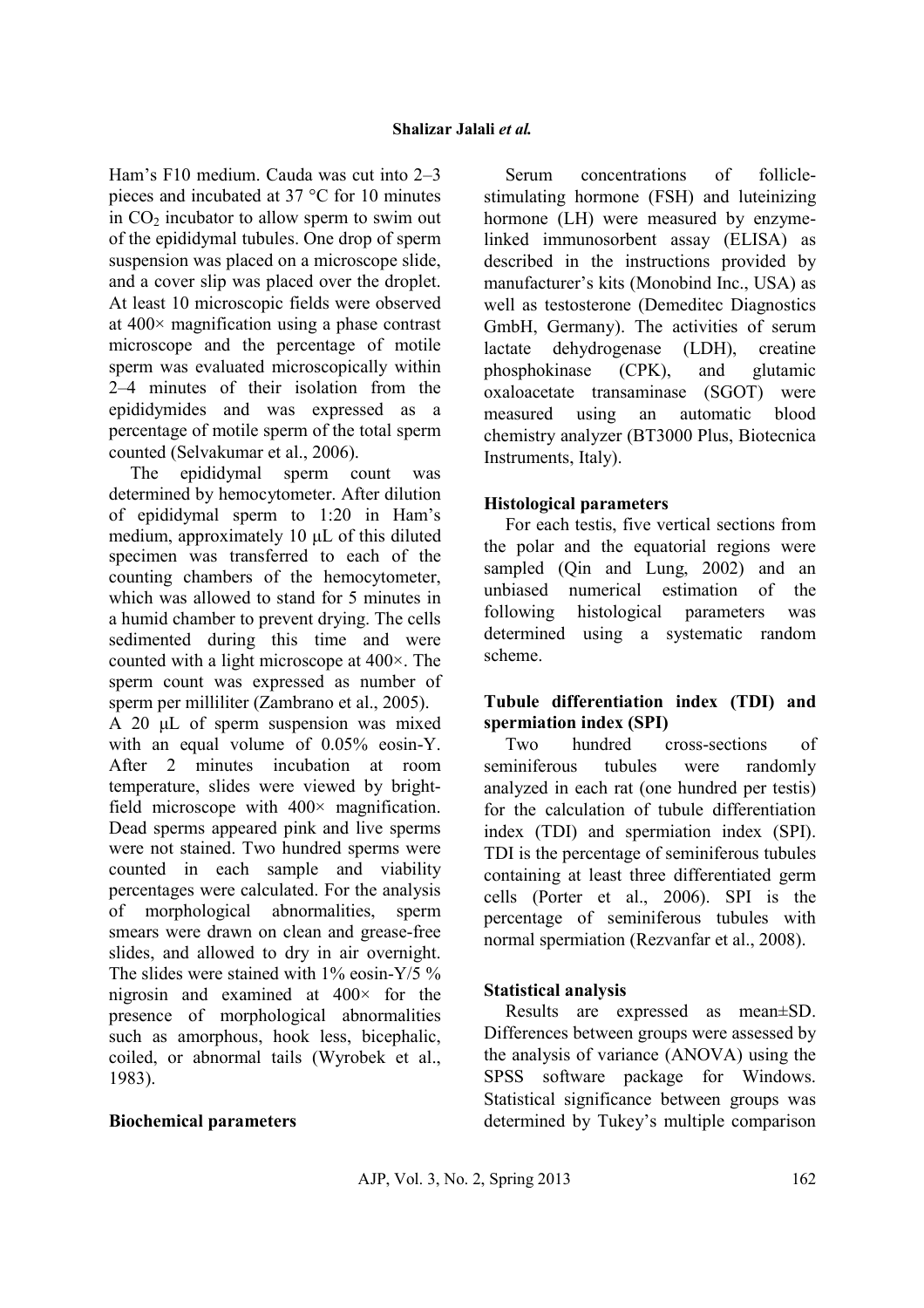Ham's F10 medium. Cauda was cut into 2–3 pieces and incubated at 37 °C for 10 minutes in $CO_2$ incubator to allow sperm to swim out of the epididymal tubules. One drop of sperm suspension was placed on a microscope slide, and a cover slip was placed over the droplet. At least 10 microscopic fields were observed at 400× magnification using a phase contrast microscope and the percentage of motile sperm was evaluated microscopically within 2–4 minutes of their isolation from the epididymides and was expressed as a percentage of motile sperm of the total sperm counted (Selvakumar et al., 2006).

The epididymal sperm count was determined by hemocytometer. After dilution of epididymal sperm to 1:20 in Ham's medium, approximately 10 μL of this diluted specimen was transferred to each of the counting chambers of the hemocytometer, which was allowed to stand for 5 minutes in a humid chamber to prevent drying. The cells sedimented during this time and were counted with a light microscope at 400×. The sperm count was expressed as number of sperm per milliliter (Zambrano et al., 2005).

A 20 μL of sperm suspension was mixed with an equal volume of 0.05% eosin-Y. After 2 minutes incubation at room temperature, slides were viewed by bright-field microscope with 400× magnification. Dead sperms appeared pink and live sperms were not stained. Two hundred sperms were counted in each sample and viability percentages were calculated. For the analysis of morphological abnormalities, sperm smears were drawn on clean and grease-free slides, and allowed to dry in air overnight. The slides were stained with 1% eosin-Y/5 % nigrosin and examined at 400× for the presence of morphological abnormalities such as amorphous, hook less, bicephalic, coiled, or abnormal tails (Wyrobek et al., 1983).

### Biochemical parameters

Serum concentrations of follicle-stimulating hormone (FSH) and luteinizing hormone (LH) were measured by enzyme-linked immunosorbent assay (ELISA) as described in the instructions provided by manufacturer's kits (Monobind Inc., USA) as well as testosterone (Demeditec Diagnostics GmbH, Germany). The activities of serum lactate dehydrogenase (LDH), creatine phosphokinase (CPK), and glutamic oxaloacetate transaminase (SGOT) were measured using an automatic blood chemistry analyzer (BT3000 Plus, Biotecnica Instruments, Italy).

### Histological parameters

For each testis, five vertical sections from the polar and the equatorial regions were sampled (Qin and Lung, 2002) and an unbiased numerical estimation of the following histological parameters was determined using a systematic random scheme.

### Tubule differentiation index (TDI) and spermiation index (SPI)

Two hundred cross-sections of seminiferous tubules were randomly analyzed in each rat (one hundred per testis) for the calculation of tubule differentiation index (TDI) and spermiation index (SPI). TDI is the percentage of seminiferous tubules containing at least three differentiated germ cells (Porter et al., 2006). SPI is the percentage of seminiferous tubules with normal spermiation (Rezvanfar et al., 2008).

### Statistical analysis

Results are expressed as mean±SD. Differences between groups were assessed by the analysis of variance (ANOVA) using the SPSS software package for Windows. Statistical significance between groups was determined by Tukey's multiple comparison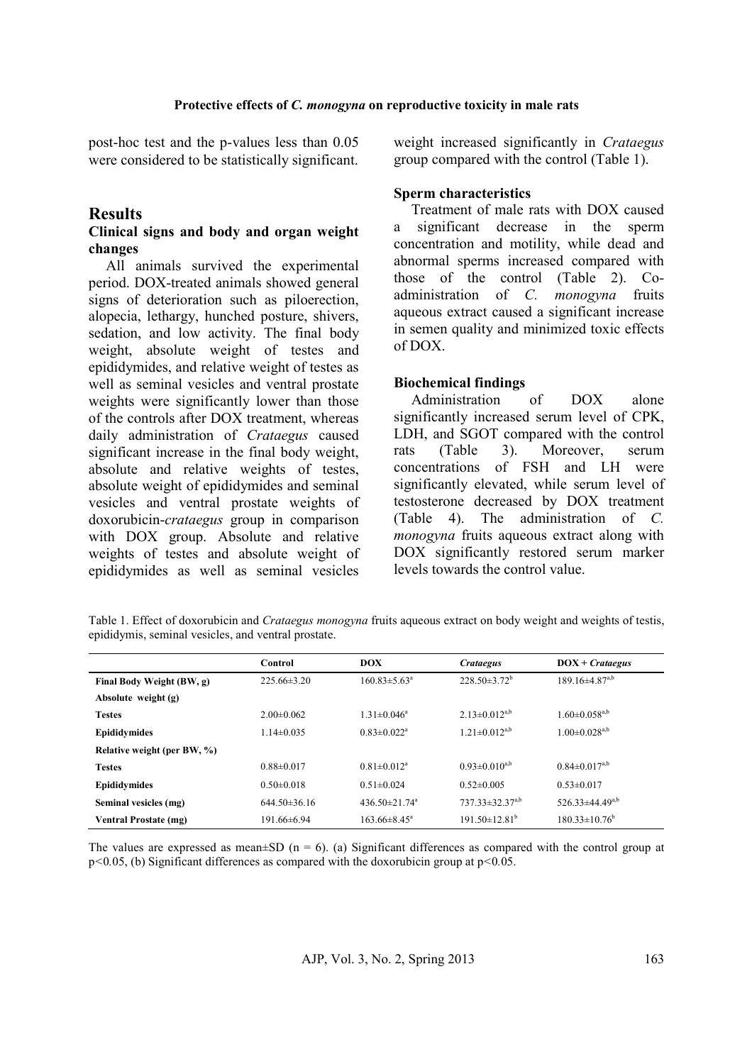post-hoc test and the p-values less than 0.05 were considered to be statistically significant.

## Results

### Clinical signs and body and organ weight changes

All animals survived the experimental period. DOX-treated animals showed general signs of deterioration such as piloerection, alopecia, lethargy, hunched posture, shivers, sedation, and low activity. The final body weight, absolute weight of testes and epididymides, and relative weight of testes as well as seminal vesicles and ventral prostate weights were significantly lower than those of the controls after DOX treatment, whereas daily administration of *Crataegus* caused significant increase in the final body weight, absolute and relative weights of testes, absolute weight of epididymides and seminal vesicles and ventral prostate weights of doxorubicin-*crataegus* group in comparison with DOX group. Absolute and relative weights of testes and absolute weight of epididymides as well as seminal vesicles weight increased significantly in *Crataegus* group compared with the control (Table 1).

### Sperm characteristics

Treatment of male rats with DOX caused a significant decrease in the sperm concentration and motility, while dead and abnormal sperms increased compared with those of the control (Table 2). Co-administration of *C. monogyna* fruits aqueous extract caused a significant increase in semen quality and minimized toxic effects of DOX.

### Biochemical findings

Administration of DOX alone significantly increased serum level of CPK, LDH, and SGOT compared with the control rats (Table 3). Moreover, serum concentrations of FSH and LH were significantly elevated, while serum level of testosterone decreased by DOX treatment (Table 4). The administration of *C. monogyna* fruits aqueous extract along with DOX significantly restored serum marker levels towards the control value.

Table 1. Effect of doxorubicin and *Crataegus monogyna* fruits aqueous extract on body weight and weights of testis, epididymis, seminal vesicles, and ventral prostate.

| | Control | DOX | *Crataegus* | DOX + *Crataegus* |
|---|---|---|---|---|
| **Final Body Weight (BW, g)** | 225.66±3.20 | 160.83±5.63[a] | 228.50±3.72[b] | 189.16±4.87[a,b] |
| **Absolute weight (g)** | | | | |
| **Testes** | 2.00±0.062 | 1.31±0.046[a] | 2.13±0.012[a,b] | 1.60±0.058[a,b] |
| **Epididymides** | 1.14±0.035 | 0.83±0.022[a] | 1.21±0.012[a,b] | 1.00±0.028[a,b] |
| **Relative weight (per BW, %)** | | | | |
| **Testes** | 0.88±0.017 | 0.81±0.012[a] | 0.93±0.010[a,b] | 0.84±0.017[a,b] |
| **Epididymides** | 0.50±0.018 | 0.51±0.024 | 0.52±0.005 | 0.53±0.017 |
| **Seminal vesicles (mg)** | 644.50±36.16 | 436.50±21.74[a] | 737.33±32.37[a,b] | 526.33±44.49[a,b] |
| **Ventral Prostate (mg)** | 191.66±6.94 | 163.66±8.45[a] | 191.50±12.81[b] | 180.33±10.76[b] |

The values are expressed as mean±SD (n = 6). (a) Significant differences as compared with the control group at $p<0.05$, (b) Significant differences as compared with the doxorubicin group at $p<0.05$.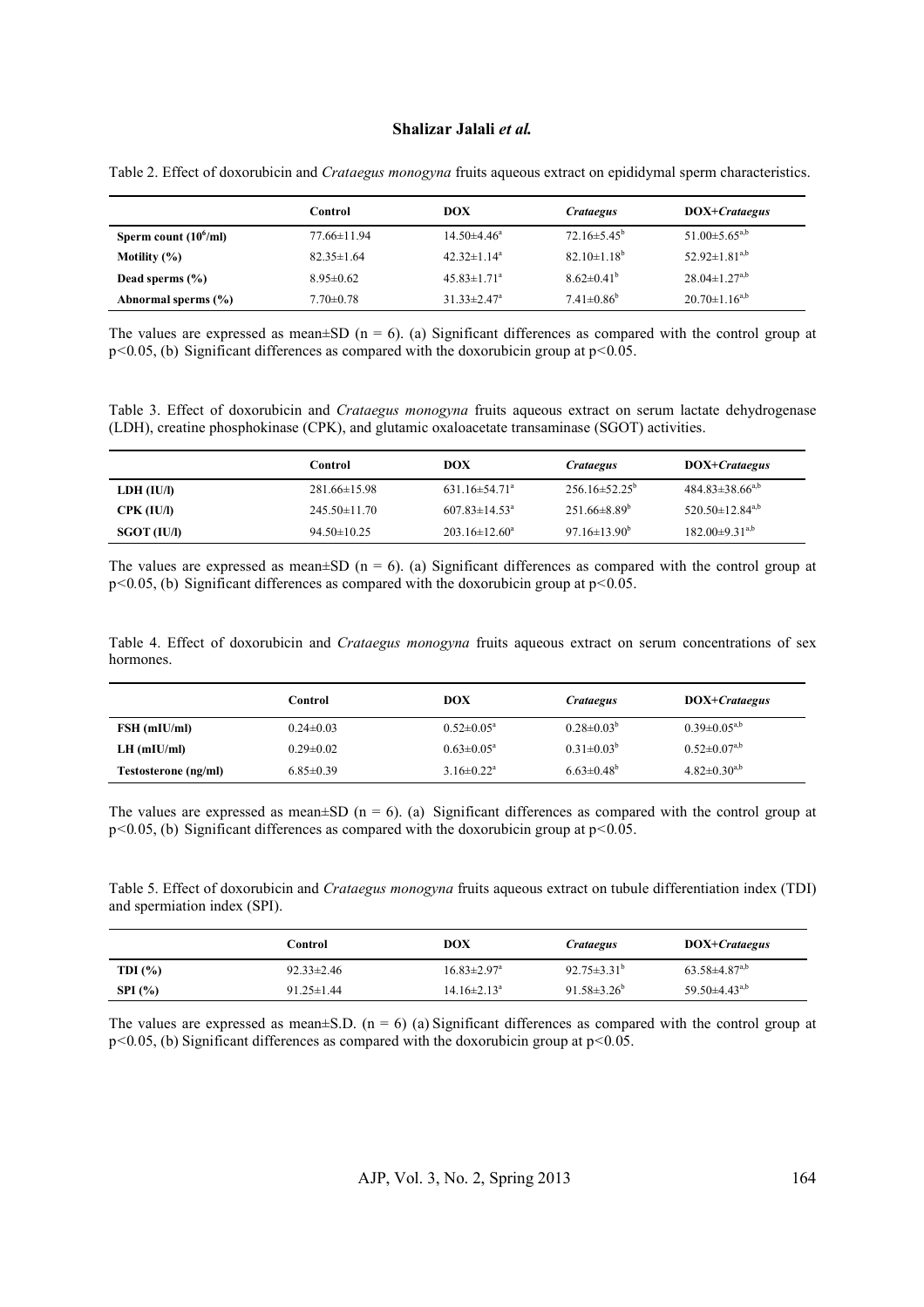Table 2. Effect of doxorubicin and *Crataegus monogyna* fruits aqueous extract on epididymal sperm characteristics.

| | Control | DOX | *Crataegus* | DOX+*Crataegus* |
|---|---|---|---|---|
| **Sperm count ($10^6$/ml)** | 77.66±11.94 | 14.50±4.46$^a$ | 72.16±5.45$^b$ | 51.00±5.65$^{a,b}$ |
| **Motility (%)** | 82.35±1.64 | 42.32±1.14$^a$ | 82.10±1.18$^b$ | 52.92±1.81$^{a,b}$ |
| **Dead sperms (%)** | 8.95±0.62 | 45.83±1.71$^a$ | 8.62±0.41$^b$ | 28.04±1.27$^{a,b}$ |
| **Abnormal sperms (%)** | 7.70±0.78 | 31.33±2.47$^a$ | 7.41±0.86$^b$ | 20.70±1.16$^{a,b}$ |

The values are expressed as mean±SD (n = 6). (a) Significant differences as compared with the control group at $p<0.05$, (b) Significant differences as compared with the doxorubicin group at $p<0.05$.

Table 3. Effect of doxorubicin and *Crataegus monogyna* fruits aqueous extract on serum lactate dehydrogenase (LDH), creatine phosphokinase (CPK), and glutamic oxaloacetate transaminase (SGOT) activities.

| | Control | DOX | *Crataegus* | DOX+*Crataegus* |
|---|---|---|---|---|
| **LDH (IU/l)** | 281.66±15.98 | 631.16±54.71$^a$ | 256.16±52.25$^b$ | 484.83±38.66$^{a,b}$ |
| **CPK (IU/l)** | 245.50±11.70 | 607.83±14.53$^a$ | 251.66±8.89$^b$ | 520.50±12.84$^{a,b}$ |
| **SGOT (IU/l)** | 94.50±10.25 | 203.16±12.60$^a$ | 97.16±13.90$^b$ | 182.00±9.31$^{a,b}$ |

The values are expressed as mean±SD (n = 6). (a) Significant differences as compared with the control group at $p<0.05$, (b) Significant differences as compared with the doxorubicin group at $p<0.05$.

Table 4. Effect of doxorubicin and *Crataegus monogyna* fruits aqueous extract on serum concentrations of sex hormones.

| | Control | DOX | *Crataegus* | DOX+*Crataegus* |
|---|---|---|---|---|
| **FSH (mIU/ml)** | 0.24±0.03 | 0.52±0.05$^a$ | 0.28±0.03$^b$ | 0.39±0.05$^{a,b}$ |
| **LH (mIU/ml)** | 0.29±0.02 | 0.63±0.05$^a$ | 0.31±0.03$^b$ | 0.52±0.07$^{a,b}$ |
| **Testosterone (ng/ml)** | 6.85±0.39 | 3.16±0.22$^a$ | 6.63±0.48$^b$ | 4.82±0.30$^{a,b}$ |

The values are expressed as mean±SD (n = 6). (a) Significant differences as compared with the control group at $p<0.05$, (b) Significant differences as compared with the doxorubicin group at $p<0.05$.

Table 5. Effect of doxorubicin and *Crataegus monogyna* fruits aqueous extract on tubule differentiation index (TDI) and spermiation index (SPI).

| | Control | DOX | *Crataegus* | DOX+*Crataegus* |
|---|---|---|---|---|
| **TDI (%)** | 92.33±2.46 | 16.83±2.97$^a$ | 92.75±3.31$^b$ | 63.58±4.87$^{a,b}$ |
| **SPI (%)** | 91.25±1.44 | 14.16±2.13$^a$ | 91.58±3.26$^b$ | 59.50±4.43$^{a,b}$ |

The values are expressed as mean±S.D. (n = 6) (a) Significant differences as compared with the control group at $p<0.05$, (b) Significant differences as compared with the doxorubicin group at $p<0.05$.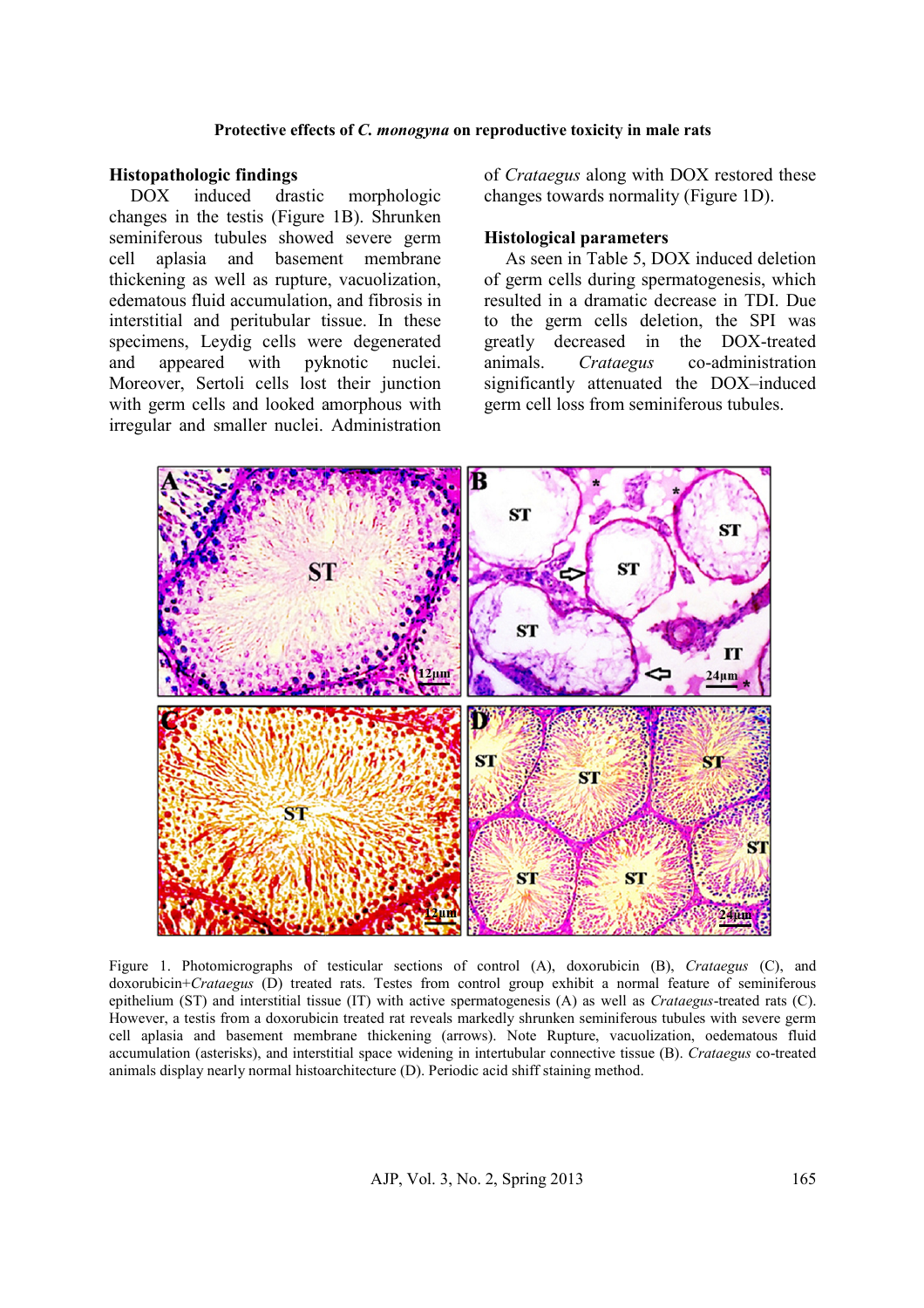### Histopathologic findings

DOX induced drastic morphologic changes in the testis (Figure 1B). Shrunken seminiferous tubules showed severe germ cell aplasia and basement membrane thickening as well as rupture, vacuolization, edematous fluid accumulation, and fibrosis in interstitial and peritubular tissue. In these specimens, Leydig cells were degenerated and appeared with pyknotic nuclei. Moreover, Sertoli cells lost their junction with germ cells and looked amorphous with irregular and smaller nuclei. Administration of *Crataegus* along with DOX restored these changes towards normality (Figure 1D).

### Histological parameters

As seen in Table 5, DOX induced deletion of germ cells during spermatogenesis, which resulted in a dramatic decrease in TDI. Due to the germ cells deletion, the SPI was greatly decreased in the DOX-treated animals. *Crataegus* co-administration significantly attenuated the DOX–induced germ cell loss from seminiferous tubules.

Figure 1. Photomicrographs of testicular sections of control (A), doxorubicin (B), *Crataegus* (C), and doxorubicin+*Crataegus* (D) treated rats. Testes from control group exhibit a normal feature of seminiferous epithelium (ST) and interstitial tissue (IT) with active spermatogenesis (A) as well as *Crataegus*-treated rats (C). However, a testis from a doxorubicin treated rat reveals markedly shrunken seminiferous tubules with severe germ cell aplasia and basement membrane thickening (arrows). Note Rupture, vacuolization, oedematous fluid accumulation (asterisks), and interstitial space widening in intertubular connective tissue (B). *Crataegus* co-treated animals display nearly normal histoarchitecture (D). Periodic acid shiff staining method.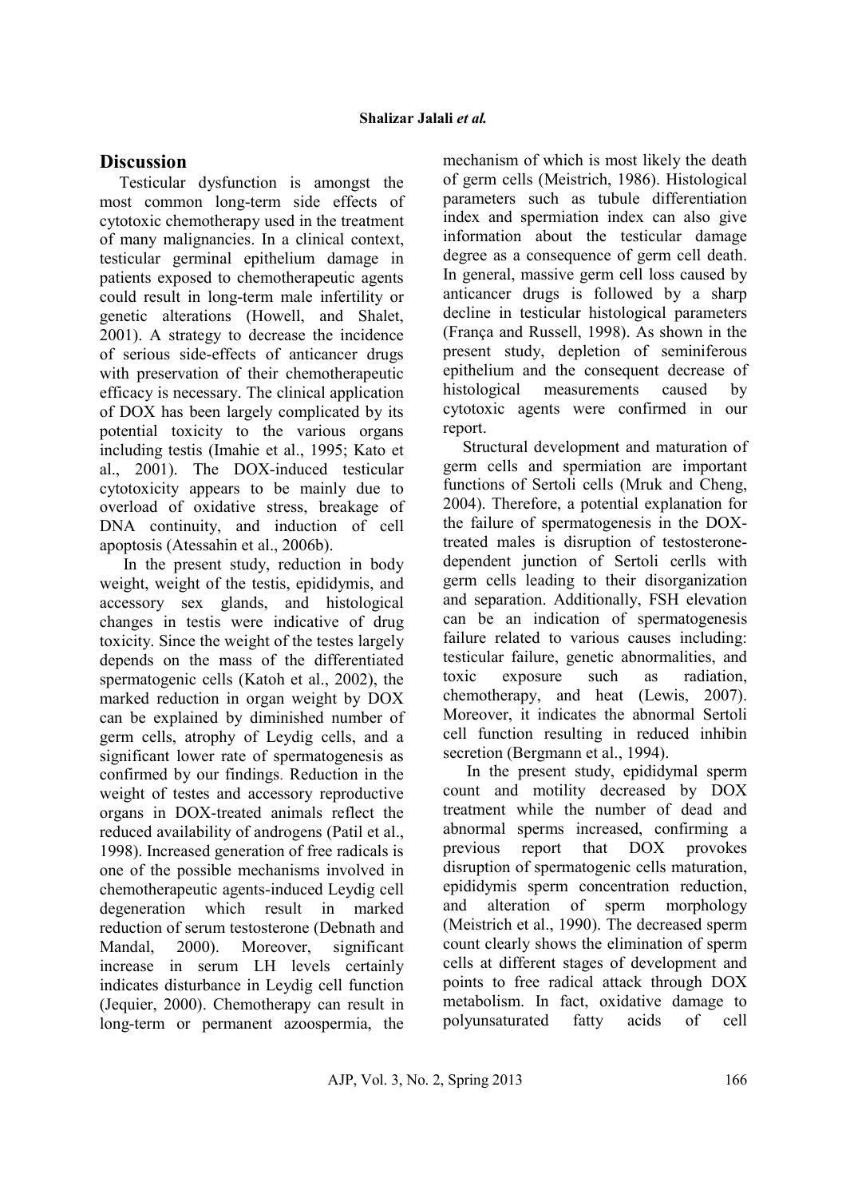## Discussion

Testicular dysfunction is amongst the most common long-term side effects of cytotoxic chemotherapy used in the treatment of many malignancies. In a clinical context, testicular germinal epithelium damage in patients exposed to chemotherapeutic agents could result in long-term male infertility or genetic alterations (Howell, and Shalet, 2001). A strategy to decrease the incidence of serious side-effects of anticancer drugs with preservation of their chemotherapeutic efficacy is necessary. The clinical application of DOX has been largely complicated by its potential toxicity to the various organs including testis (Imahie et al., 1995; Kato et al., 2001). The DOX-induced testicular cytotoxicity appears to be mainly due to overload of oxidative stress, breakage of DNA continuity, and induction of cell apoptosis (Atessahin et al., 2006b).

In the present study, reduction in body weight, weight of the testis, epididymis, and accessory sex glands, and histological changes in testis were indicative of drug toxicity. Since the weight of the testes largely depends on the mass of the differentiated spermatogenic cells (Katoh et al., 2002), the marked reduction in organ weight by DOX can be explained by diminished number of germ cells, atrophy of Leydig cells, and a significant lower rate of spermatogenesis as confirmed by our findings. Reduction in the weight of testes and accessory reproductive organs in DOX-treated animals reflect the reduced availability of androgens (Patil et al., 1998). Increased generation of free radicals is one of the possible mechanisms involved in chemotherapeutic agents-induced Leydig cell degeneration which result in marked reduction of serum testosterone (Debnath and Mandal, 2000). Moreover, significant increase in serum LH levels certainly indicates disturbance in Leydig cell function (Jequier, 2000). Chemotherapy can result in long-term or permanent azoospermia, the mechanism of which is most likely the death of germ cells (Meistrich, 1986). Histological parameters such as tubule differentiation index and spermiation index can also give information about the testicular damage degree as a consequence of germ cell death. In general, massive germ cell loss caused by anticancer drugs is followed by a sharp decline in testicular histological parameters (França and Russell, 1998). As shown in the present study, depletion of seminiferous epithelium and the consequent decrease of histological measurements caused by cytotoxic agents were confirmed in our report.

Structural development and maturation of germ cells and spermiation are important functions of Sertoli cells (Mruk and Cheng, 2004). Therefore, a potential explanation for the failure of spermatogenesis in the DOX-treated males is disruption of testosterone-dependent junction of Sertoli cerlls with germ cells leading to their disorganization and separation. Additionally, FSH elevation can be an indication of spermatogenesis failure related to various causes including: testicular failure, genetic abnormalities, and toxic exposure such as radiation, chemotherapy, and heat (Lewis, 2007). Moreover, it indicates the abnormal Sertoli cell function resulting in reduced inhibin secretion (Bergmann et al., 1994).

In the present study, epididymal sperm count and motility decreased by DOX treatment while the number of dead and abnormal sperms increased, confirming a previous report that DOX provokes disruption of spermatogenic cells maturation, epididymis sperm concentration reduction, and alteration of sperm morphology (Meistrich et al., 1990). The decreased sperm count clearly shows the elimination of sperm cells at different stages of development and points to free radical attack through DOX metabolism. In fact, oxidative damage to polyunsaturated fatty acids of cell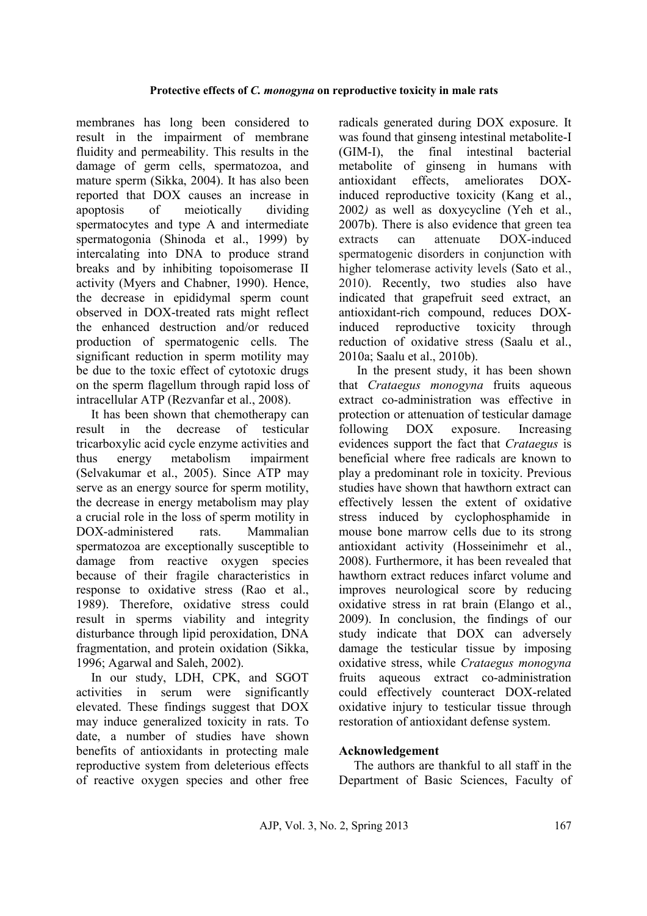membranes has long been considered to result in the impairment of membrane fluidity and permeability. This results in the damage of germ cells, spermatozoa, and mature sperm (Sikka, 2004). It has also been reported that DOX causes an increase in apoptosis of meiotically dividing spermatocytes and type A and intermediate spermatogonia (Shinoda et al., 1999) by intercalating into DNA to produce strand breaks and by inhibiting topoisomerase II activity (Myers and Chabner, 1990). Hence, the decrease in epididymal sperm count observed in DOX-treated rats might reflect the enhanced destruction and/or reduced production of spermatogenic cells. The significant reduction in sperm motility may be due to the toxic effect of cytotoxic drugs on the sperm flagellum through rapid loss of intracellular ATP (Rezvanfar et al., 2008).

It has been shown that chemotherapy can result in the decrease of testicular tricarboxylic acid cycle enzyme activities and thus energy metabolism impairment (Selvakumar et al., 2005). Since ATP may serve as an energy source for sperm motility, the decrease in energy metabolism may play a crucial role in the loss of sperm motility in DOX-administered rats. Mammalian spermatozoa are exceptionally susceptible to damage from reactive oxygen species because of their fragile characteristics in response to oxidative stress (Rao et al., 1989). Therefore, oxidative stress could result in sperms viability and integrity disturbance through lipid peroxidation, DNA fragmentation, and protein oxidation (Sikka, 1996; Agarwal and Saleh, 2002).

In our study, LDH, CPK, and SGOT activities in serum were significantly elevated. These findings suggest that DOX may induce generalized toxicity in rats. To date, a number of studies have shown benefits of antioxidants in protecting male reproductive system from deleterious effects of reactive oxygen species and other free radicals generated during DOX exposure. It was found that ginseng intestinal metabolite-I (GIM-I), the final intestinal bacterial metabolite of ginseng in humans with antioxidant effects, ameliorates DOX-induced reproductive toxicity (Kang et al., 2002*)* as well as doxycycline (Yeh et al., 2007b). There is also evidence that green tea extracts can attenuate DOX-induced spermatogenic disorders in conjunction with higher telomerase activity levels (Sato et al., 2010). Recently, two studies also have indicated that grapefruit seed extract, an antioxidant-rich compound, reduces DOX-induced reproductive toxicity through reduction of oxidative stress (Saalu et al., 2010a; Saalu et al., 2010b).

In the present study, it has been shown that *Crataegus monogyna* fruits aqueous extract co-administration was effective in protection or attenuation of testicular damage following DOX exposure. Increasing evidences support the fact that *Crataegus* is beneficial where free radicals are known to play a predominant role in toxicity. Previous studies have shown that hawthorn extract can effectively lessen the extent of oxidative stress induced by cyclophosphamide in mouse bone marrow cells due to its strong antioxidant activity (Hosseinimehr et al., 2008). Furthermore, it has been revealed that hawthorn extract reduces infarct volume and improves neurological score by reducing oxidative stress in rat brain (Elango et al., 2009). In conclusion, the findings of our study indicate that DOX can adversely damage the testicular tissue by imposing oxidative stress, while *Crataegus monogyna* fruits aqueous extract co-administration could effectively counteract DOX-related oxidative injury to testicular tissue through restoration of antioxidant defense system.

## Acknowledgement

The authors are thankful to all staff in the Department of Basic Sciences, Faculty of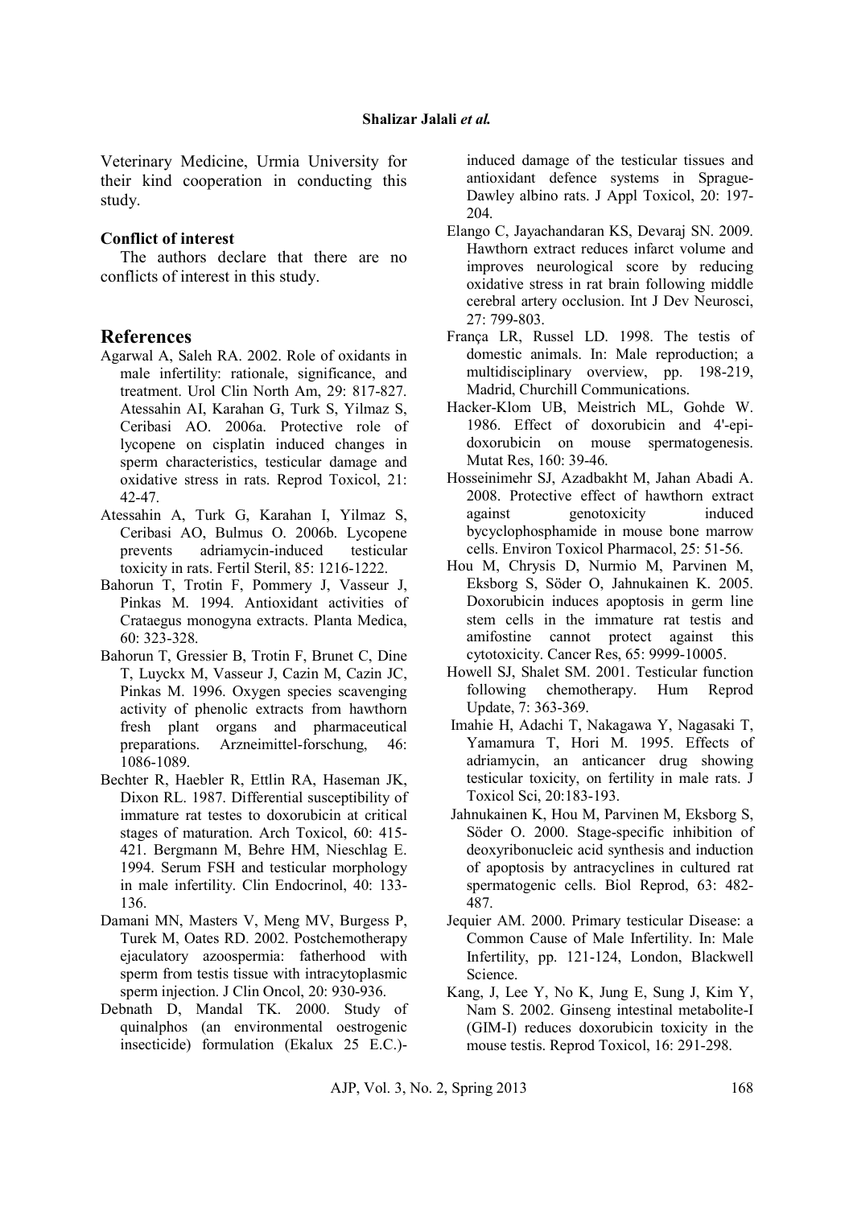Veterinary Medicine, Urmia University for their kind cooperation in conducting this study.

**Conflict of interest**

The authors declare that there are no conflicts of interest in this study.

## References

- Agarwal A, Saleh RA. 2002. Role of oxidants in male infertility: rationale, significance, and treatment. Urol Clin North Am, 29: 817-827. Atessahin AI, Karahan G, Turk S, Yilmaz S, Ceribasi AO. 2006a. Protective role of lycopene on cisplatin induced changes in sperm characteristics, testicular damage and oxidative stress in rats. Reprod Toxicol, 21: 42-47.
- Atessahin A, Turk G, Karahan I, Yilmaz S, Ceribasi AO, Bulmus O. 2006b. Lycopene prevents adriamycin-induced testicular toxicity in rats. Fertil Steril, 85: 1216-1222.
- Bahorun T, Trotin F, Pommery J, Vasseur J, Pinkas M. 1994. Antioxidant activities of Crataegus monogyna extracts. Planta Medica, 60: 323-328.
- Bahorun T, Gressier B, Trotin F, Brunet C, Dine T, Luyckx M, Vasseur J, Cazin M, Cazin JC, Pinkas M. 1996. Oxygen species scavenging activity of phenolic extracts from hawthorn fresh plant organs and pharmaceutical preparations. Arzneimittel-forschung, 46: 1086-1089.
- Bechter R, Haebler R, Ettlin RA, Haseman JK, Dixon RL. 1987. Differential susceptibility of immature rat testes to doxorubicin at critical stages of maturation. Arch Toxicol, 60: 415-421. Bergmann M, Behre HM, Nieschlag E. 1994. Serum FSH and testicular morphology in male infertility. Clin Endocrinol, 40: 133-136.
- Damani MN, Masters V, Meng MV, Burgess P, Turek M, Oates RD. 2002. Postchemotherapy ejaculatory azoospermia: fatherhood with sperm from testis tissue with intracytoplasmic sperm injection. J Clin Oncol, 20: 930-936.
- Debnath D, Mandal TK. 2000. Study of quinalphos (an environmental oestrogenic insecticide) formulation (Ekalux 25 E.C.)-induced damage of the testicular tissues and antioxidant defence systems in Sprague-Dawley albino rats. J Appl Toxicol, 20: 197-204.
- Elango C, Jayachandaran KS, Devaraj SN. 2009. Hawthorn extract reduces infarct volume and improves neurological score by reducing oxidative stress in rat brain following middle cerebral artery occlusion. Int J Dev Neurosci, 27: 799-803.
- França LR, Russel LD. 1998. The testis of domestic animals. In: Male reproduction; a multidisciplinary overview, pp. 198-219, Madrid, Churchill Communications.
- Hacker-Klom UB, Meistrich ML, Gohde W. 1986. Effect of doxorubicin and 4'-epi-doxorubicin on mouse spermatogenesis. Mutat Res, 160: 39-46.
- Hosseinimehr SJ, Azadbakht M, Jahan Abadi A. 2008. Protective effect of hawthorn extract against genotoxicity induced bycyclophosphamide in mouse bone marrow cells. Environ Toxicol Pharmacol, 25: 51-56.
- Hou M, Chrysis D, Nurmio M, Parvinen M, Eksborg S, Söder O, Jahnukainen K. 2005. Doxorubicin induces apoptosis in germ line stem cells in the immature rat testis and amifostine cannot protect against this cytotoxicity. Cancer Res, 65: 9999-10005.
- Howell SJ, Shalet SM. 2001. Testicular function following chemotherapy. Hum Reprod Update, 7: 363-369.
- Imahie H, Adachi T, Nakagawa Y, Nagasaki T, Yamamura T, Hori M. 1995. Effects of adriamycin, an anticancer drug showing testicular toxicity, on fertility in male rats. J Toxicol Sci, 20:183-193.
- Jahnukainen K, Hou M, Parvinen M, Eksborg S, Söder O. 2000. Stage-specific inhibition of deoxyribonucleic acid synthesis and induction of apoptosis by antracyclines in cultured rat spermatogenic cells. Biol Reprod, 63: 482-487.
- Jequier AM. 2000. Primary testicular Disease: a Common Cause of Male Infertility. In: Male Infertility, pp. 121-124, London, Blackwell Science.
- Kang, J, Lee Y, No K, Jung E, Sung J, Kim Y, Nam S. 2002. Ginseng intestinal metabolite-I (GIM-I) reduces doxorubicin toxicity in the mouse testis. Reprod Toxicol, 16: 291-298.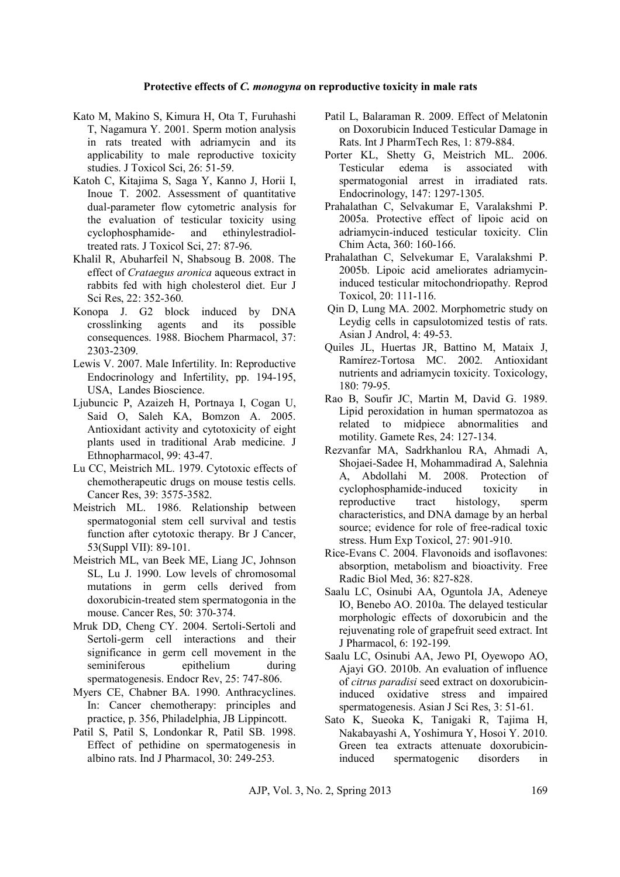Kato M, Makino S, Kimura H, Ota T, Furuhashi T, Nagamura Y. 2001. Sperm motion analysis in rats treated with adriamycin and its applicability to male reproductive toxicity studies. J Toxicol Sci, 26: 51-59.

Katoh C, Kitajima S, Saga Y, Kanno J, Horii I, Inoue T. 2002. Assessment of quantitative dual-parameter flow cytometric analysis for the evaluation of testicular toxicity using cyclophosphamide- and ethinylestradiol-treated rats. J Toxicol Sci, 27: 87-96.

Khalil R, Abuharfeil N, Shabsoug B. 2008. The effect of *Crataegus aronica* aqueous extract in rabbits fed with high cholesterol diet. Eur J Sci Res, 22: 352-360.

Konopa J. G2 block induced by DNA crosslinking agents and its possible consequences. 1988. Biochem Pharmacol, 37: 2303-2309.

Lewis V. 2007. Male Infertility. In: Reproductive Endocrinology and Infertility, pp. 194-195, USA, Landes Bioscience.

Ljubuncic P, Azaizeh H, Portnaya I, Cogan U, Said O, Saleh KA, Bomzon A. 2005. Antioxidant activity and cytotoxicity of eight plants used in traditional Arab medicine. J Ethnopharmacol, 99: 43-47.

Lu CC, Meistrich ML. 1979. Cytotoxic effects of chemotherapeutic drugs on mouse testis cells. Cancer Res, 39: 3575-3582.

Meistrich ML. 1986. Relationship between spermatogonial stem cell survival and testis function after cytotoxic therapy. Br J Cancer, 53(Suppl VII): 89-101.

Meistrich ML, van Beek ME, Liang JC, Johnson SL, Lu J. 1990. Low levels of chromosomal mutations in germ cells derived from doxorubicin-treated stem spermatogonia in the mouse. Cancer Res, 50: 370-374.

Mruk DD, Cheng CY. 2004. Sertoli-Sertoli and Sertoli-germ cell interactions and their significance in germ cell movement in the seminiferous epithelium during spermatogenesis. Endocr Rev, 25: 747-806.

Myers CE, Chabner BA. 1990. Anthracyclines. In: Cancer chemotherapy: principles and practice, p. 356, Philadelphia, JB Lippincott.

Patil S, Patil S, Londonkar R, Patil SB. 1998. Effect of pethidine on spermatogenesis in albino rats. Ind J Pharmacol, 30: 249-253.

Patil L, Balaraman R. 2009. Effect of Melatonin on Doxorubicin Induced Testicular Damage in Rats. Int J PharmTech Res, 1: 879-884.

Porter KL, Shetty G, Meistrich ML. 2006. Testicular edema is associated with spermatogonial arrest in irradiated rats. Endocrinology, 147: 1297-1305.

Prahalathan C, Selvakumar E, Varalakshmi P. 2005a. Protective effect of lipoic acid on adriamycin-induced testicular toxicity. Clin Chim Acta, 360: 160-166.

Prahalathan C, Selvekumar E, Varalakshmi P. 2005b. Lipoic acid ameliorates adriamycin-induced testicular mitochondriopathy. Reprod Toxicol, 20: 111-116.

Qin D, Lung MA. 2002. Morphometric study on Leydig cells in capsulotomized testis of rats. Asian J Androl, 4: 49-53.

Quiles JL, Huertas JR, Battino M, Mataix J, Ramírez-Tortosa MC. 2002. Antioxidant nutrients and adriamycin toxicity. Toxicology, 180: 79-95.

Rao B, Soufir JC, Martin M, David G. 1989. Lipid peroxidation in human spermatozoa as related to midpiece abnormalities and motility. Gamete Res, 24: 127-134.

Rezvanfar MA, Sadrkhanlou RA, Ahmadi A, Shojaei-Sadee H, Mohammadirad A, Salehnia A, Abdollahi M. 2008. Protection of cyclophosphamide-induced toxicity in reproductive tract histology, sperm characteristics, and DNA damage by an herbal source; evidence for role of free-radical toxic stress. Hum Exp Toxicol, 27: 901-910.

Rice-Evans C. 2004. Flavonoids and isoflavones: absorption, metabolism and bioactivity. Free Radic Biol Med, 36: 827-828.

Saalu LC, Osinubi AA, Oguntola JA, Adeneye IO, Benebo AO. 2010a. The delayed testicular morphologic effects of doxorubicin and the rejuvenating role of grapefruit seed extract. Int J Pharmacol, 6: 192-199.

Saalu LC, Osinubi AA, Jewo PI, Oyewopo AO, Ajayi GO. 2010b. An evaluation of influence of *citrus paradisi* seed extract on doxorubicin-induced oxidative stress and impaired spermatogenesis. Asian J Sci Res, 3: 51-61.

Sato K, Sueoka K, Tanigaki R, Tajima H, Nakabayashi A, Yoshimura Y, Hosoi Y. 2010. Green tea extracts attenuate doxorubicin-induced spermatogenic disorders in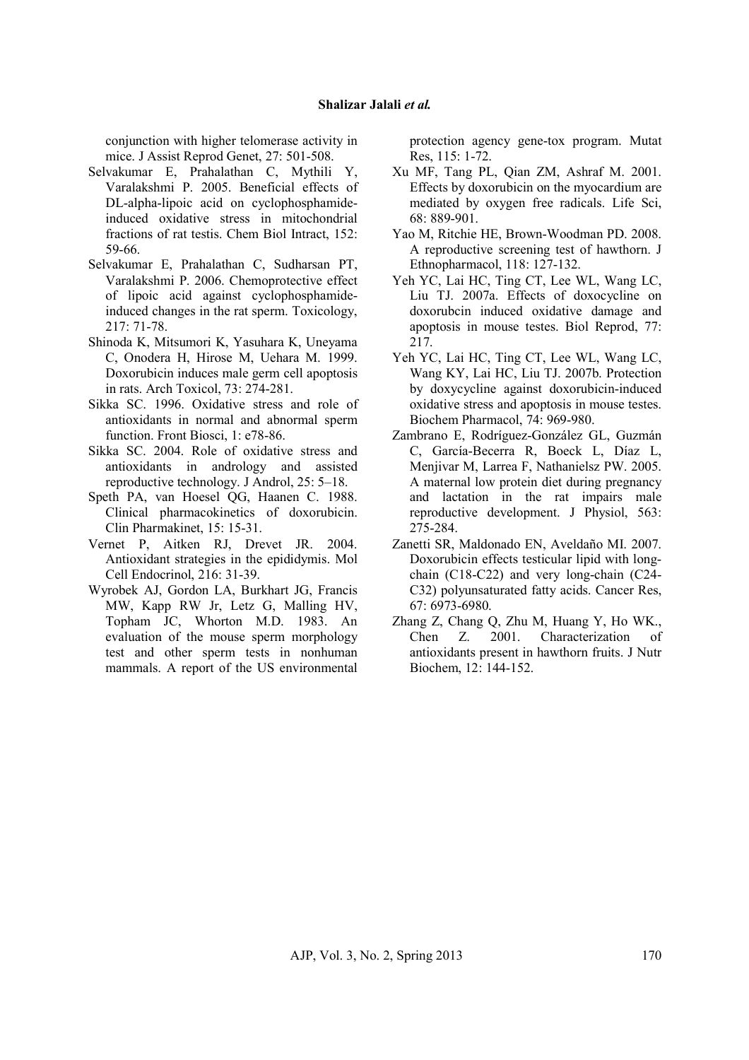conjunction with higher telomerase activity in mice. J Assist Reprod Genet, 27: 501-508.

Selvakumar E, Prahalathan C, Mythili Y, Varalakshmi P. 2005. Beneficial effects of DL-alpha-lipoic acid on cyclophosphamide-induced oxidative stress in mitochondrial fractions of rat testis. Chem Biol Intract, 152: 59-66.

Selvakumar E, Prahalathan C, Sudharsan PT, Varalakshmi P. 2006. Chemoprotective effect of lipoic acid against cyclophosphamide-induced changes in the rat sperm. Toxicology, 217: 71-78.

Shinoda K, Mitsumori K, Yasuhara K, Uneyama C, Onodera H, Hirose M, Uehara M. 1999. Doxorubicin induces male germ cell apoptosis in rats. Arch Toxicol, 73: 274-281.

Sikka SC. 1996. Oxidative stress and role of antioxidants in normal and abnormal sperm function. Front Biosci, 1: e78-86.

Sikka SC. 2004. Role of oxidative stress and antioxidants in andrology and assisted reproductive technology. J Androl, 25: 5–18.

Speth PA, van Hoesel QG, Haanen C. 1988. Clinical pharmacokinetics of doxorubicin. Clin Pharmakinet, 15: 15-31.

Vernet P, Aitken RJ, Drevet JR. 2004. Antioxidant strategies in the epididymis. Mol Cell Endocrinol, 216: 31-39.

Wyrobek AJ, Gordon LA, Burkhart JG, Francis MW, Kapp RW Jr, Letz G, Malling HV, Topham JC, Whorton M.D. 1983. An evaluation of the mouse sperm morphology test and other sperm tests in nonhuman mammals. A report of the US environmental protection agency gene-tox program. Mutat Res, 115: 1-72.

Xu MF, Tang PL, Qian ZM, Ashraf M. 2001. Effects by doxorubicin on the myocardium are mediated by oxygen free radicals. Life Sci, 68: 889-901.

Yao M, Ritchie HE, Brown-Woodman PD. 2008. A reproductive screening test of hawthorn. J Ethnopharmacol, 118: 127-132.

Yeh YC, Lai HC, Ting CT, Lee WL, Wang LC, Liu TJ. 2007a. Effects of doxocycline on doxorubcin induced oxidative damage and apoptosis in mouse testes. Biol Reprod, 77: 217.

Yeh YC, Lai HC, Ting CT, Lee WL, Wang LC, Wang KY, Lai HC, Liu TJ. 2007b. Protection by doxycycline against doxorubicin-induced oxidative stress and apoptosis in mouse testes. Biochem Pharmacol, 74: 969-980.

Zambrano E, Rodríguez-González GL, Guzmán C, García-Becerra R, Boeck L, Díaz L, Menjivar M, Larrea F, Nathanielsz PW. 2005. A maternal low protein diet during pregnancy and lactation in the rat impairs male reproductive development. J Physiol, 563: 275-284.

Zanetti SR, Maldonado EN, Aveldaño MI. 2007. Doxorubicin effects testicular lipid with long-chain (C18-C22) and very long-chain (C24-C32) polyunsaturated fatty acids. Cancer Res, 67: 6973-6980.

Zhang Z, Chang Q, Zhu M, Huang Y, Ho WK., Chen Z. 2001. Characterization of antioxidants present in hawthorn fruits. J Nutr Biochem, 12: 144-152.